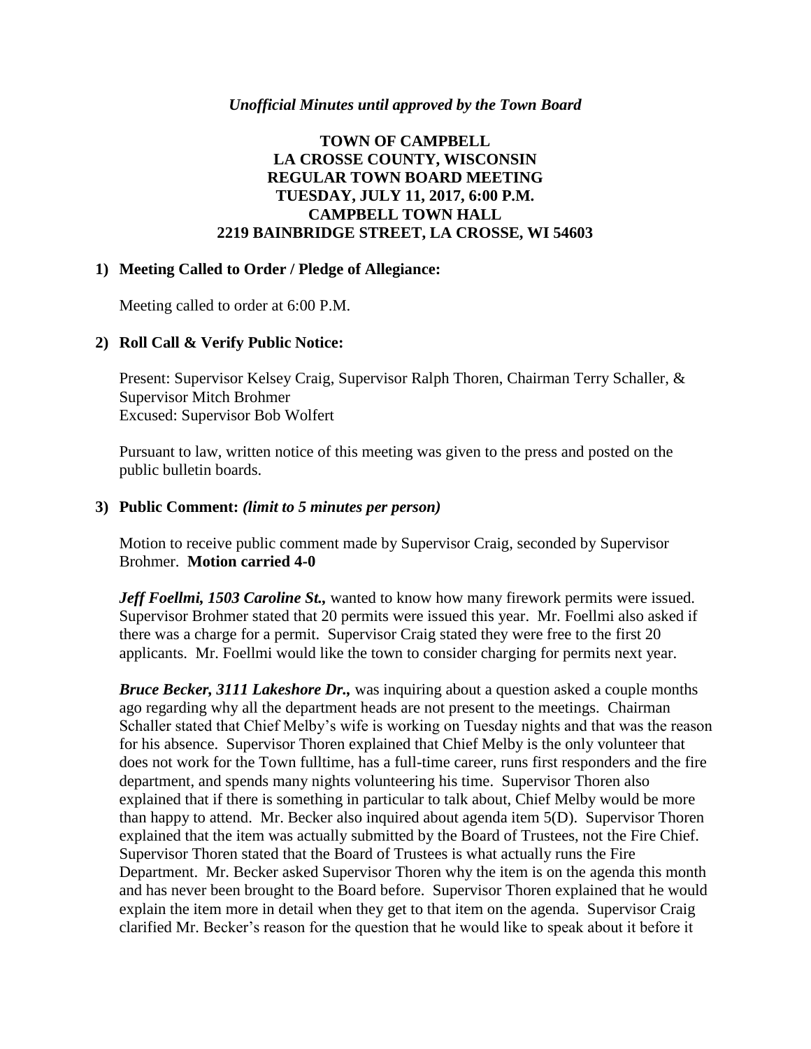*Unofficial Minutes until approved by the Town Board*

# TOWN OF CAMPBELL
# LA CROSSE COUNTY, WISCONSIN
# REGULAR TOWN BOARD MEETING
# TUESDAY, JULY 11, 2017, 6:00 P.M.
# CAMPBELL TOWN HALL
# 2219 BAINBRIDGE STREET, LA CROSSE, WI 54603

## 1) Meeting Called to Order / Pledge of Allegiance:

Meeting called to order at 6:00 P.M.

## 2) Roll Call & Verify Public Notice:

Present: Supervisor Kelsey Craig, Supervisor Ralph Thoren, Chairman Terry Schaller, & Supervisor Mitch Brohmer
Excused: Supervisor Bob Wolfert

Pursuant to law, written notice of this meeting was given to the press and posted on the public bulletin boards.

## 3) Public Comment: *(limit to 5 minutes per person)*

Motion to receive public comment made by Supervisor Craig, seconded by Supervisor Brohmer. **Motion carried 4-0**

***Jeff Foellmi, 1503 Caroline St.,*** wanted to know how many firework permits were issued. Supervisor Brohmer stated that 20 permits were issued this year. Mr. Foellmi also asked if there was a charge for a permit. Supervisor Craig stated they were free to the first 20 applicants. Mr. Foellmi would like the town to consider charging for permits next year.

***Bruce Becker, 3111 Lakeshore Dr.,*** was inquiring about a question asked a couple months ago regarding why all the department heads are not present to the meetings. Chairman Schaller stated that Chief Melby's wife is working on Tuesday nights and that was the reason for his absence. Supervisor Thoren explained that Chief Melby is the only volunteer that does not work for the Town fulltime, has a full-time career, runs first responders and the fire department, and spends many nights volunteering his time. Supervisor Thoren also explained that if there is something in particular to talk about, Chief Melby would be more than happy to attend. Mr. Becker also inquired about agenda item 5(D). Supervisor Thoren explained that the item was actually submitted by the Board of Trustees, not the Fire Chief. Supervisor Thoren stated that the Board of Trustees is what actually runs the Fire Department. Mr. Becker asked Supervisor Thoren why the item is on the agenda this month and has never been brought to the Board before. Supervisor Thoren explained that he would explain the item more in detail when they get to that item on the agenda. Supervisor Craig clarified Mr. Becker's reason for the question that he would like to speak about it before it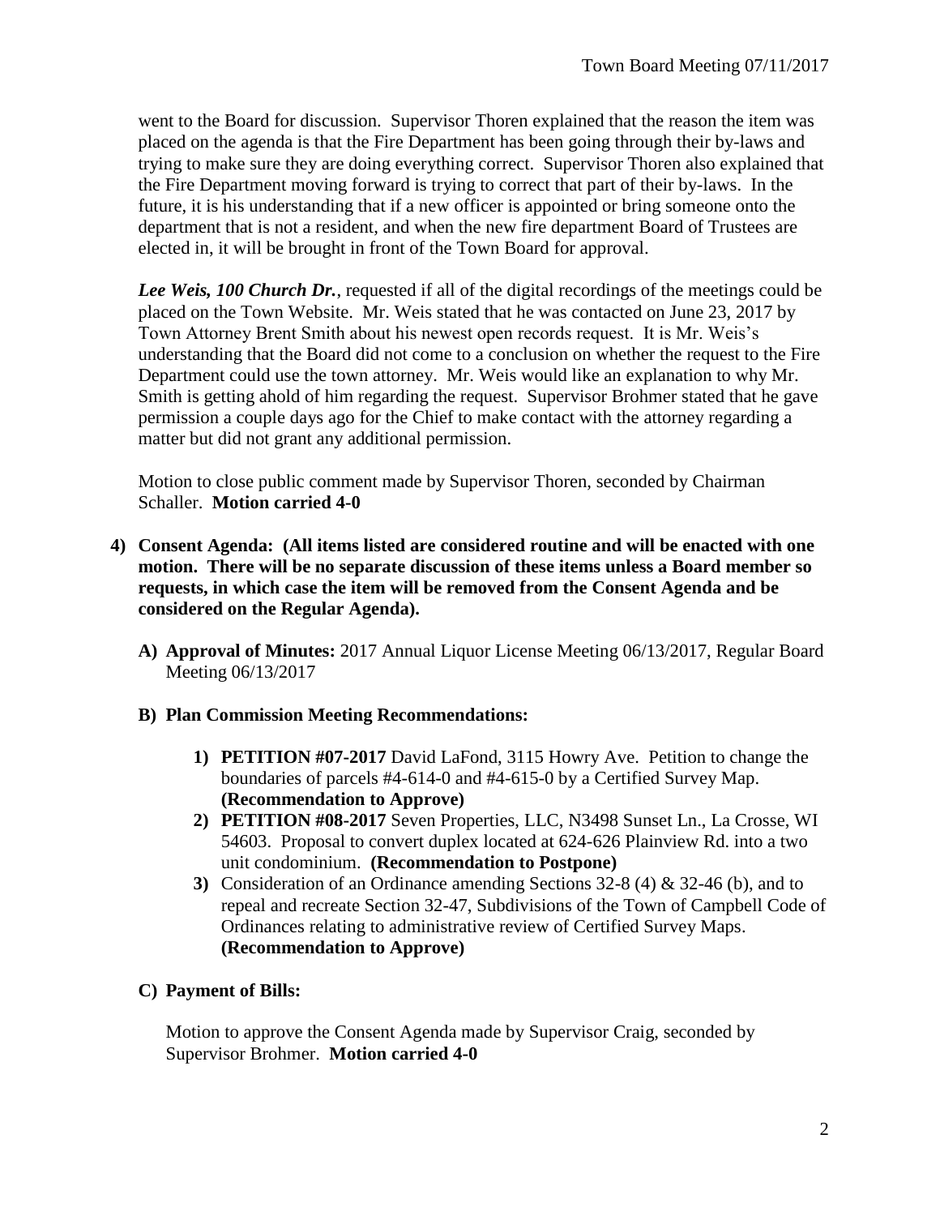went to the Board for discussion. Supervisor Thoren explained that the reason the item was placed on the agenda is that the Fire Department has been going through their by-laws and trying to make sure they are doing everything correct. Supervisor Thoren also explained that the Fire Department moving forward is trying to correct that part of their by-laws. In the future, it is his understanding that if a new officer is appointed or bring someone onto the department that is not a resident, and when the new fire department Board of Trustees are elected in, it will be brought in front of the Town Board for approval.

***Lee Weis, 100 Church Dr.***, requested if all of the digital recordings of the meetings could be placed on the Town Website. Mr. Weis stated that he was contacted on June 23, 2017 by Town Attorney Brent Smith about his newest open records request. It is Mr. Weis's understanding that the Board did not come to a conclusion on whether the request to the Fire Department could use the town attorney. Mr. Weis would like an explanation to why Mr. Smith is getting ahold of him regarding the request. Supervisor Brohmer stated that he gave permission a couple days ago for the Chief to make contact with the attorney regarding a matter but did not grant any additional permission.

Motion to close public comment made by Supervisor Thoren, seconded by Chairman Schaller. **Motion carried 4-0**

4) **Consent Agenda: (All items listed are considered routine and will be enacted with one motion. There will be no separate discussion of these items unless a Board member so requests, in which case the item will be removed from the Consent Agenda and be considered on the Regular Agenda).**

   A) **Approval of Minutes:** 2017 Annual Liquor License Meeting 06/13/2017, Regular Board Meeting 06/13/2017

   B) **Plan Commission Meeting Recommendations:**

      1) **PETITION #07-2017** David LaFond, 3115 Howry Ave. Petition to change the boundaries of parcels #4-614-0 and #4-615-0 by a Certified Survey Map. **(Recommendation to Approve)**
      2) **PETITION #08-2017** Seven Properties, LLC, N3498 Sunset Ln., La Crosse, WI 54603. Proposal to convert duplex located at 624-626 Plainview Rd. into a two unit condominium. **(Recommendation to Postpone)**
      3) Consideration of an Ordinance amending Sections 32-8 (4) & 32-46 (b), and to repeal and recreate Section 32-47, Subdivisions of the Town of Campbell Code of Ordinances relating to administrative review of Certified Survey Maps. **(Recommendation to Approve)**

   C) **Payment of Bills:**

   Motion to approve the Consent Agenda made by Supervisor Craig, seconded by Supervisor Brohmer. **Motion carried 4-0**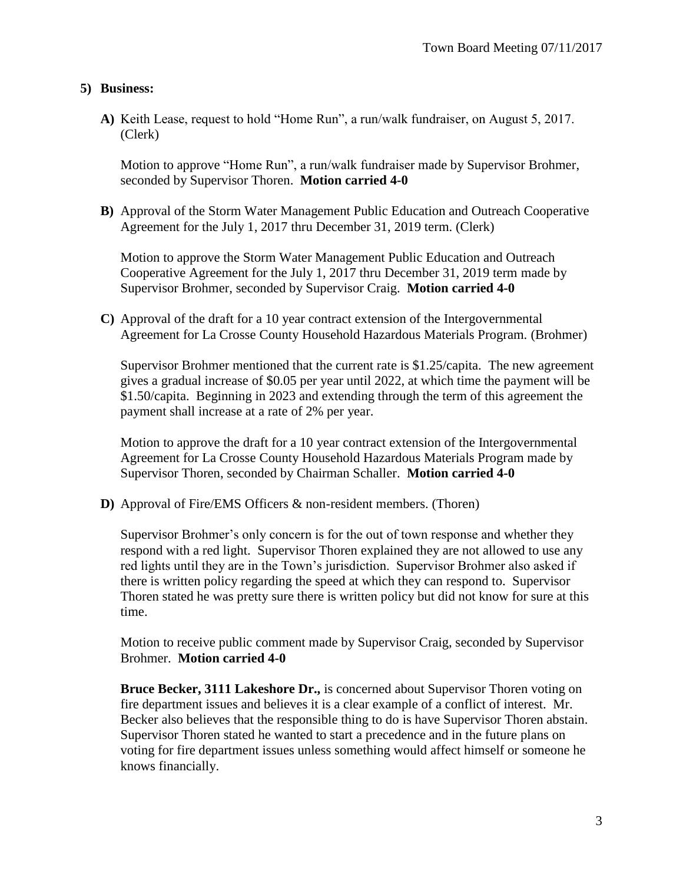## 5) Business:

**A)** Keith Lease, request to hold "Home Run", a run/walk fundraiser, on August 5, 2017. (Clerk)

Motion to approve "Home Run", a run/walk fundraiser made by Supervisor Brohmer, seconded by Supervisor Thoren. **Motion carried 4-0**

**B)** Approval of the Storm Water Management Public Education and Outreach Cooperative Agreement for the July 1, 2017 thru December 31, 2019 term. (Clerk)

Motion to approve the Storm Water Management Public Education and Outreach Cooperative Agreement for the July 1, 2017 thru December 31, 2019 term made by Supervisor Brohmer, seconded by Supervisor Craig. **Motion carried 4-0**

**C)** Approval of the draft for a 10 year contract extension of the Intergovernmental Agreement for La Crosse County Household Hazardous Materials Program. (Brohmer)

Supervisor Brohmer mentioned that the current rate is $1.25/capita. The new agreement gives a gradual increase of $0.05 per year until 2022, at which time the payment will be $1.50/capita. Beginning in 2023 and extending through the term of this agreement the payment shall increase at a rate of 2% per year.

Motion to approve the draft for a 10 year contract extension of the Intergovernmental Agreement for La Crosse County Household Hazardous Materials Program made by Supervisor Thoren, seconded by Chairman Schaller. **Motion carried 4-0**

**D)** Approval of Fire/EMS Officers & non-resident members. (Thoren)

Supervisor Brohmer's only concern is for the out of town response and whether they respond with a red light. Supervisor Thoren explained they are not allowed to use any red lights until they are in the Town's jurisdiction. Supervisor Brohmer also asked if there is written policy regarding the speed at which they can respond to. Supervisor Thoren stated he was pretty sure there is written policy but did not know for sure at this time.

Motion to receive public comment made by Supervisor Craig, seconded by Supervisor Brohmer. **Motion carried 4-0**

**Bruce Becker, 3111 Lakeshore Dr.,** is concerned about Supervisor Thoren voting on fire department issues and believes it is a clear example of a conflict of interest. Mr. Becker also believes that the responsible thing to do is have Supervisor Thoren abstain. Supervisor Thoren stated he wanted to start a precedence and in the future plans on voting for fire department issues unless something would affect himself or someone he knows financially.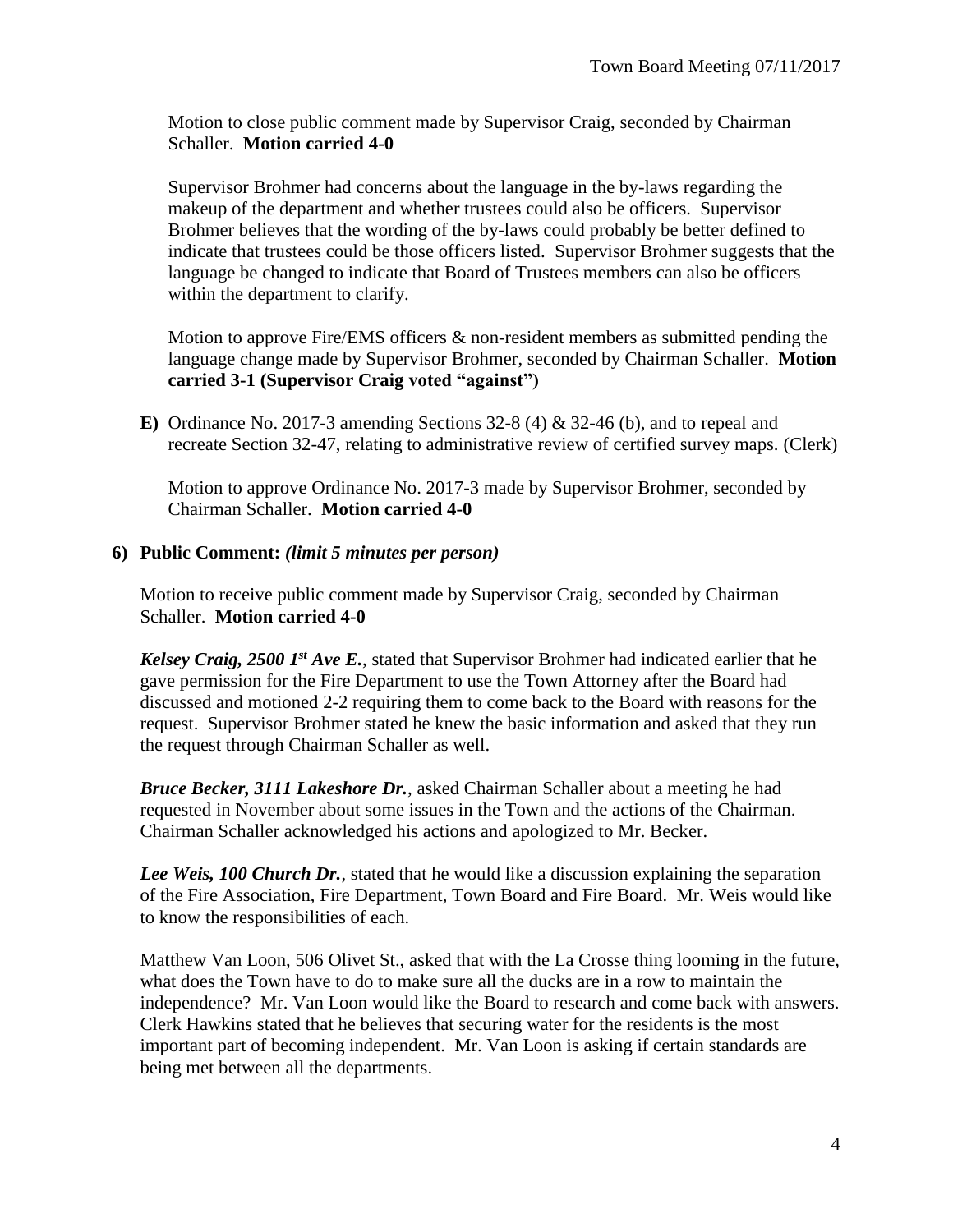Motion to close public comment made by Supervisor Craig, seconded by Chairman Schaller. **Motion carried 4-0**

Supervisor Brohmer had concerns about the language in the by-laws regarding the makeup of the department and whether trustees could also be officers. Supervisor Brohmer believes that the wording of the by-laws could probably be better defined to indicate that trustees could be those officers listed. Supervisor Brohmer suggests that the language be changed to indicate that Board of Trustees members can also be officers within the department to clarify.

Motion to approve Fire/EMS officers & non-resident members as submitted pending the language change made by Supervisor Brohmer, seconded by Chairman Schaller. **Motion carried 3-1 (Supervisor Craig voted "against")**

**E)** Ordinance No. 2017-3 amending Sections 32-8 (4) & 32-46 (b), and to repeal and recreate Section 32-47, relating to administrative review of certified survey maps. (Clerk)

Motion to approve Ordinance No. 2017-3 made by Supervisor Brohmer, seconded by Chairman Schaller. **Motion carried 4-0**

**6) Public Comment:** ***(limit 5 minutes per person)***

Motion to receive public comment made by Supervisor Craig, seconded by Chairman Schaller. **Motion carried 4-0**

***Kelsey Craig, 2500 1st Ave E.***, stated that Supervisor Brohmer had indicated earlier that he gave permission for the Fire Department to use the Town Attorney after the Board had discussed and motioned 2-2 requiring them to come back to the Board with reasons for the request. Supervisor Brohmer stated he knew the basic information and asked that they run the request through Chairman Schaller as well.

***Bruce Becker, 3111 Lakeshore Dr.***, asked Chairman Schaller about a meeting he had requested in November about some issues in the Town and the actions of the Chairman. Chairman Schaller acknowledged his actions and apologized to Mr. Becker.

***Lee Weis, 100 Church Dr.***, stated that he would like a discussion explaining the separation of the Fire Association, Fire Department, Town Board and Fire Board. Mr. Weis would like to know the responsibilities of each.

Matthew Van Loon, 506 Olivet St., asked that with the La Crosse thing looming in the future, what does the Town have to do to make sure all the ducks are in a row to maintain the independence? Mr. Van Loon would like the Board to research and come back with answers. Clerk Hawkins stated that he believes that securing water for the residents is the most important part of becoming independent. Mr. Van Loon is asking if certain standards are being met between all the departments.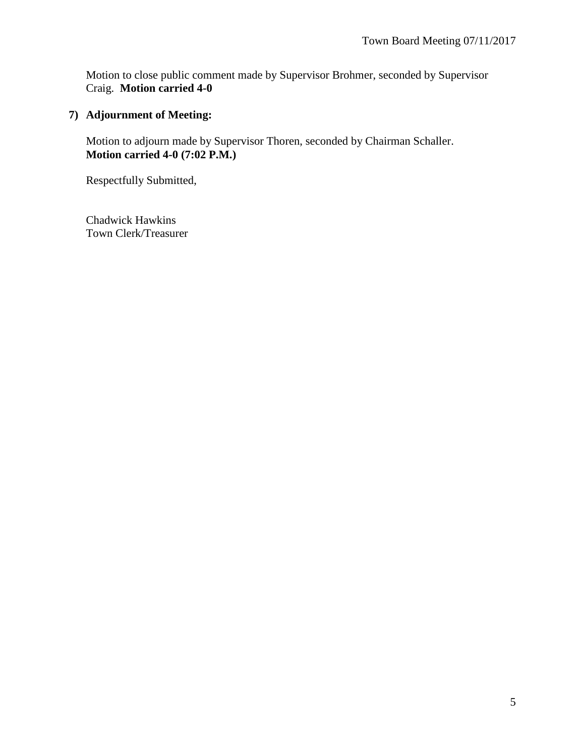Motion to close public comment made by Supervisor Brohmer, seconded by Supervisor Craig. **Motion carried 4-0**

**7) Adjournment of Meeting:**

Motion to adjourn made by Supervisor Thoren, seconded by Chairman Schaller.
**Motion carried 4-0 (7:02 P.M.)**

Respectfully Submitted,

Chadwick Hawkins
Town Clerk/Treasurer